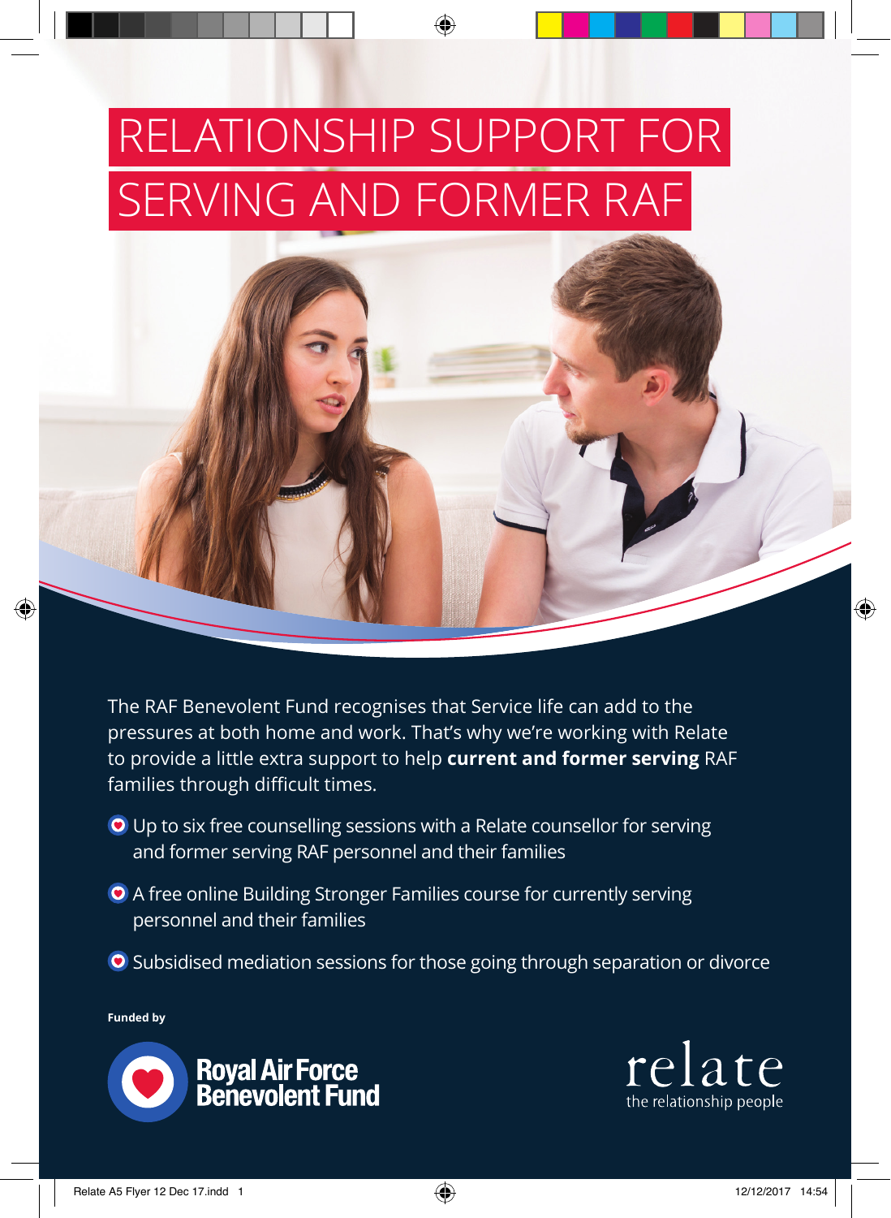# RELATIONSHIP SUPPORT FOR SERVING AND FORMER RAF

The RAF Benevolent Fund recognises that Service life can add to the pressures at both home and work. That's why we're working with Relate to provide a little extra support to help **current and former serving** RAF families through difficult times.

- Up to six free counselling sessions with a Relate counsellor for serving and former serving RAF personnel and their families
- A free online Building Stronger Families course for currently serving personnel and their families
- Subsidised mediation sessions for those going through separation or divorce

**Funded by**

Royal Air Force Benevolent Fund

relate
the relationship people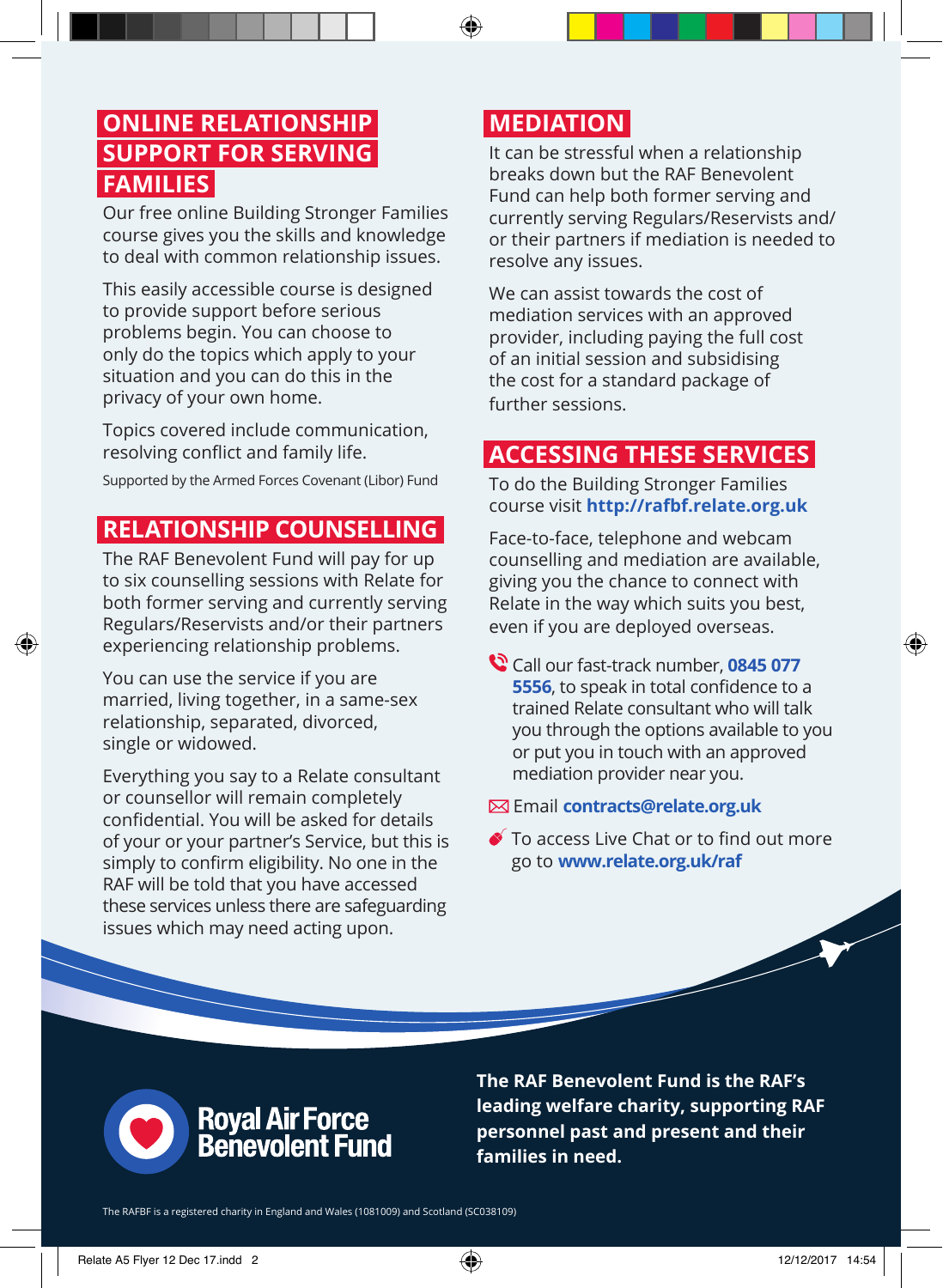## ONLINE RELATIONSHIP SUPPORT FOR SERVING FAMILIES

Our free online Building Stronger Families course gives you the skills and knowledge to deal with common relationship issues.

This easily accessible course is designed to provide support before serious problems begin. You can choose to only do the topics which apply to your situation and you can do this in the privacy of your own home.

Topics covered include communication, resolving conflict and family life.

Supported by the Armed Forces Covenant (Libor) Fund

## RELATIONSHIP COUNSELLING

The RAF Benevolent Fund will pay for up to six counselling sessions with Relate for both former serving and currently serving Regulars/Reservists and/or their partners experiencing relationship problems.

You can use the service if you are married, living together, in a same-sex relationship, separated, divorced, single or widowed.

Everything you say to a Relate consultant or counsellor will remain completely confidential. You will be asked for details of your or your partner's Service, but this is simply to confirm eligibility. No one in the RAF will be told that you have accessed these services unless there are safeguarding issues which may need acting upon.

## MEDIATION

It can be stressful when a relationship breaks down but the RAF Benevolent Fund can help both former serving and currently serving Regulars/Reservists and/or their partners if mediation is needed to resolve any issues.

We can assist towards the cost of mediation services with an approved provider, including paying the full cost of an initial session and subsidising the cost for a standard package of further sessions.

## ACCESSING THESE SERVICES

To do the Building Stronger Families course visit **http://rafbf.relate.org.uk**

Face-to-face, telephone and webcam counselling and mediation are available, giving you the chance to connect with Relate in the way which suits you best, even if you are deployed overseas.

- Call our fast-track number, **0845 077 5556**, to speak in total confidence to a trained Relate consultant who will talk you through the options available to you or put you in touch with an approved mediation provider near you.
- Email **contracts@relate.org.uk**
- To access Live Chat or to find out more go to **www.relate.org.uk/raf**

Royal Air Force Benevolent Fund

**The RAF Benevolent Fund is the RAF's leading welfare charity, supporting RAF personnel past and present and their families in need.**

The RAFBF is a registered charity in England and Wales (1081009) and Scotland (SC038109)